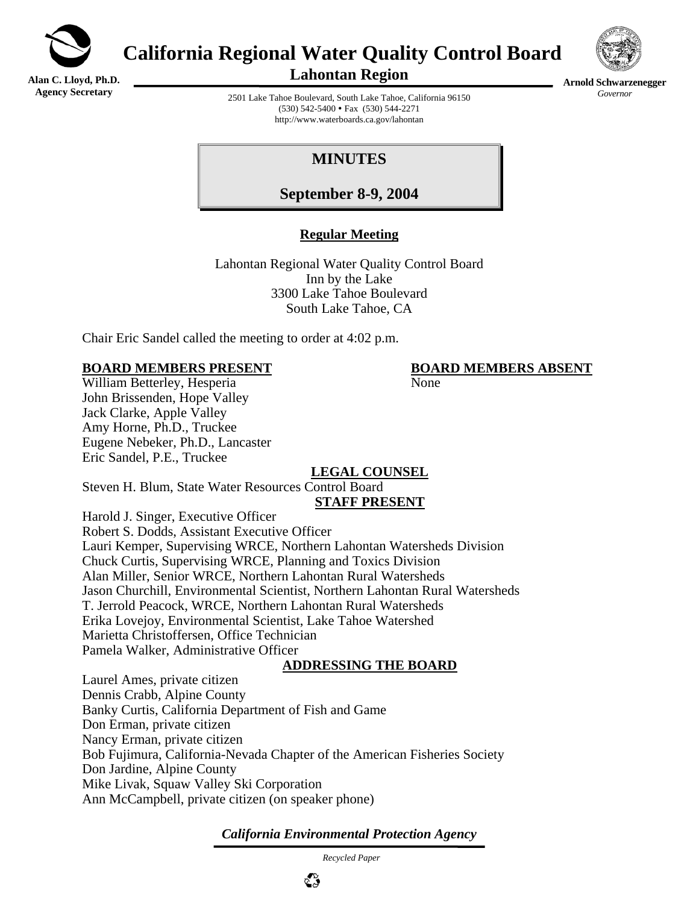Alan C. Lloyd, Ph.D.
Agency Secretary

# California Regional Water Quality Control Board

## Lahontan Region

Arnold Schwarzenegger
*Governor*

2501 Lake Tahoe Boulevard, South Lake Tahoe, California 96150
(530) 542-5400 • Fax (530) 544-2271
http://www.waterboards.ca.gov/lahontan

# MINUTES

## September 8-9, 2004

**Regular Meeting**

Lahontan Regional Water Quality Control Board
Inn by the Lake
3300 Lake Tahoe Boulevard
South Lake Tahoe, CA

Chair Eric Sandel called the meeting to order at 4:02 p.m.

**BOARD MEMBERS PRESENT**

William Betterley, Hesperia
John Brissenden, Hope Valley
Jack Clarke, Apple Valley
Amy Horne, Ph.D., Truckee
Eugene Nebeker, Ph.D., Lancaster
Eric Sandel, P.E., Truckee

**BOARD MEMBERS ABSENT**

None

**LEGAL COUNSEL**

Steven H. Blum, State Water Resources Control Board

**STAFF PRESENT**

Harold J. Singer, Executive Officer
Robert S. Dodds, Assistant Executive Officer
Lauri Kemper, Supervising WRCE, Northern Lahontan Watersheds Division
Chuck Curtis, Supervising WRCE, Planning and Toxics Division
Alan Miller, Senior WRCE, Northern Lahontan Rural Watersheds
Jason Churchill, Environmental Scientist, Northern Lahontan Rural Watersheds
T. Jerrold Peacock, WRCE, Northern Lahontan Rural Watersheds
Erika Lovejoy, Environmental Scientist, Lake Tahoe Watershed
Marietta Christoffersen, Office Technician
Pamela Walker, Administrative Officer

**ADDRESSING THE BOARD**

Laurel Ames, private citizen
Dennis Crabb, Alpine County
Banky Curtis, California Department of Fish and Game
Don Erman, private citizen
Nancy Erman, private citizen
Bob Fujimura, California-Nevada Chapter of the American Fisheries Society
Don Jardine, Alpine County
Mike Livak, Squaw Valley Ski Corporation
Ann McCampbell, private citizen (on speaker phone)

*California Environmental Protection Agency*

*Recycled Paper*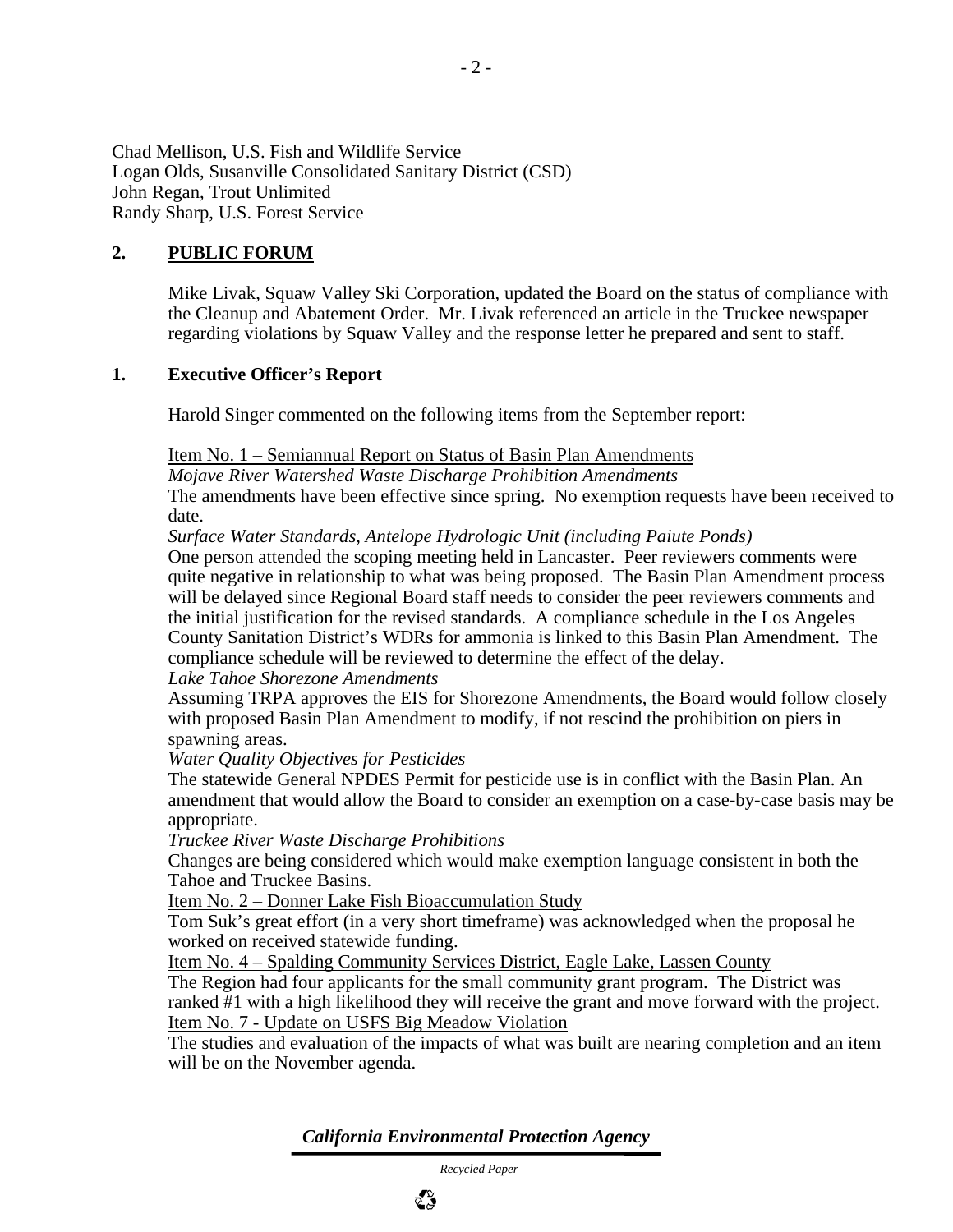Chad Mellison, U.S. Fish and Wildlife Service
Logan Olds, Susanville Consolidated Sanitary District (CSD)
John Regan, Trout Unlimited
Randy Sharp, U.S. Forest Service

## 2. PUBLIC FORUM

Mike Livak, Squaw Valley Ski Corporation, updated the Board on the status of compliance with the Cleanup and Abatement Order. Mr. Livak referenced an article in the Truckee newspaper regarding violations by Squaw Valley and the response letter he prepared and sent to staff.

## 1. Executive Officer's Report

Harold Singer commented on the following items from the September report:

Item No. 1 – Semiannual Report on Status of Basin Plan Amendments

*Mojave River Watershed Waste Discharge Prohibition Amendments*

The amendments have been effective since spring. No exemption requests have been received to date.

*Surface Water Standards, Antelope Hydrologic Unit (including Paiute Ponds)*

One person attended the scoping meeting held in Lancaster. Peer reviewers comments were quite negative in relationship to what was being proposed. The Basin Plan Amendment process will be delayed since Regional Board staff needs to consider the peer reviewers comments and the initial justification for the revised standards. A compliance schedule in the Los Angeles County Sanitation District's WDRs for ammonia is linked to this Basin Plan Amendment. The compliance schedule will be reviewed to determine the effect of the delay.

*Lake Tahoe Shorezone Amendments*

Assuming TRPA approves the EIS for Shorezone Amendments, the Board would follow closely with proposed Basin Plan Amendment to modify, if not rescind the prohibition on piers in spawning areas.

*Water Quality Objectives for Pesticides*

The statewide General NPDES Permit for pesticide use is in conflict with the Basin Plan. An amendment that would allow the Board to consider an exemption on a case-by-case basis may be appropriate.

*Truckee River Waste Discharge Prohibitions*

Changes are being considered which would make exemption language consistent in both the Tahoe and Truckee Basins.

Item No. 2 – Donner Lake Fish Bioaccumulation Study

Tom Suk's great effort (in a very short timeframe) was acknowledged when the proposal he worked on received statewide funding.

Item No. 4 – Spalding Community Services District, Eagle Lake, Lassen County

The Region had four applicants for the small community grant program. The District was ranked #1 with a high likelihood they will receive the grant and move forward with the project.

Item No. 7 - Update on USFS Big Meadow Violation

The studies and evaluation of the impacts of what was built are nearing completion and an item will be on the November agenda.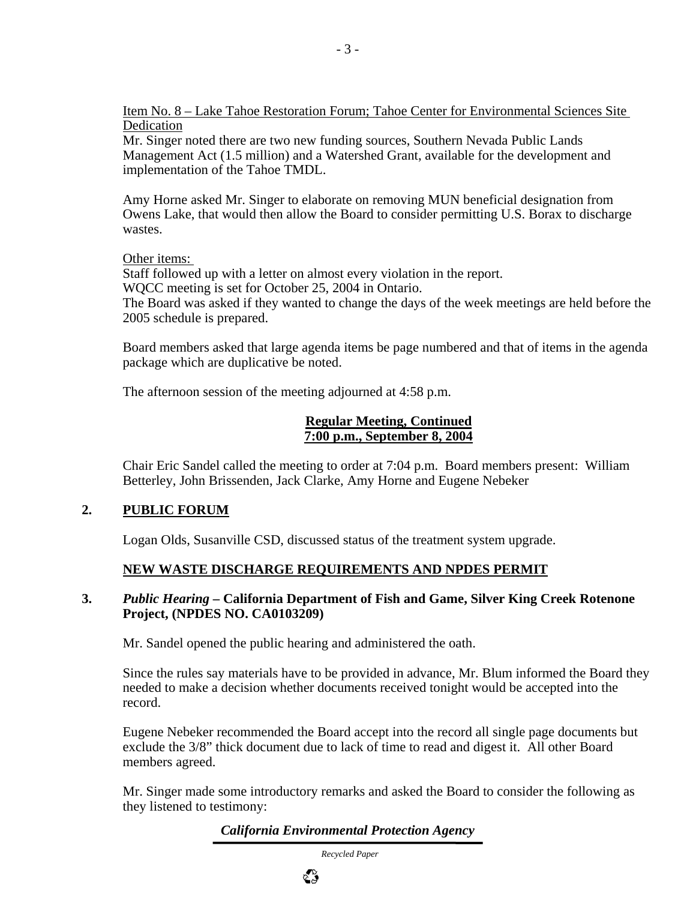Item No. 8 – Lake Tahoe Restoration Forum; Tahoe Center for Environmental Sciences Site Dedication

Mr. Singer noted there are two new funding sources, Southern Nevada Public Lands Management Act (1.5 million) and a Watershed Grant, available for the development and implementation of the Tahoe TMDL.

Amy Horne asked Mr. Singer to elaborate on removing MUN beneficial designation from Owens Lake, that would then allow the Board to consider permitting U.S. Borax to discharge wastes.

Other items:

Staff followed up with a letter on almost every violation in the report.

WQCC meeting is set for October 25, 2004 in Ontario.

The Board was asked if they wanted to change the days of the week meetings are held before the 2005 schedule is prepared.

Board members asked that large agenda items be page numbered and that of items in the agenda package which are duplicative be noted.

The afternoon session of the meeting adjourned at 4:58 p.m.

**Regular Meeting, Continued**
**7:00 p.m., September 8, 2004**

Chair Eric Sandel called the meeting to order at 7:04 p.m. Board members present: William Betterley, John Brissenden, Jack Clarke, Amy Horne and Eugene Nebeker

## 2. PUBLIC FORUM

Logan Olds, Susanville CSD, discussed status of the treatment system upgrade.

## NEW WASTE DISCHARGE REQUIREMENTS AND NPDES PERMIT

### 3. *Public Hearing* – California Department of Fish and Game, Silver King Creek Rotenone Project, (NPDES NO. CA0103209)

Mr. Sandel opened the public hearing and administered the oath.

Since the rules say materials have to be provided in advance, Mr. Blum informed the Board they needed to make a decision whether documents received tonight would be accepted into the record.

Eugene Nebeker recommended the Board accept into the record all single page documents but exclude the 3/8" thick document due to lack of time to read and digest it. All other Board members agreed.

Mr. Singer made some introductory remarks and asked the Board to consider the following as they listened to testimony: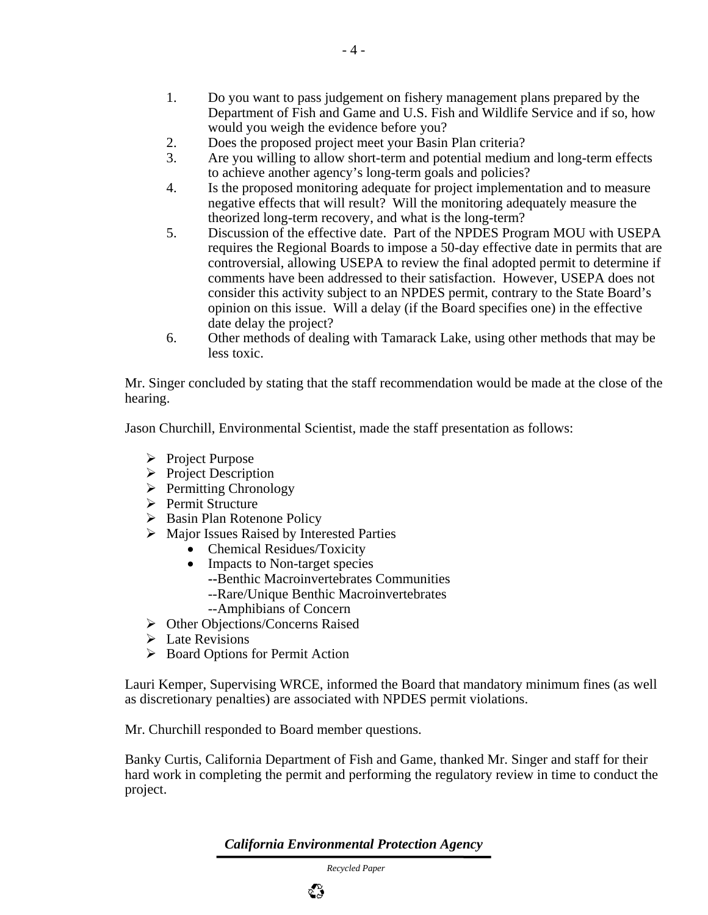1. Do you want to pass judgement on fishery management plans prepared by the Department of Fish and Game and U.S. Fish and Wildlife Service and if so, how would you weigh the evidence before you?
2. Does the proposed project meet your Basin Plan criteria?
3. Are you willing to allow short-term and potential medium and long-term effects to achieve another agency's long-term goals and policies?
4. Is the proposed monitoring adequate for project implementation and to measure negative effects that will result? Will the monitoring adequately measure the theorized long-term recovery, and what is the long-term?
5. Discussion of the effective date. Part of the NPDES Program MOU with USEPA requires the Regional Boards to impose a 50-day effective date in permits that are controversial, allowing USEPA to review the final adopted permit to determine if comments have been addressed to their satisfaction. However, USEPA does not consider this activity subject to an NPDES permit, contrary to the State Board's opinion on this issue. Will a delay (if the Board specifies one) in the effective date delay the project?
6. Other methods of dealing with Tamarack Lake, using other methods that may be less toxic.

Mr. Singer concluded by stating that the staff recommendation would be made at the close of the hearing.

Jason Churchill, Environmental Scientist, made the staff presentation as follows:

- Project Purpose
- Project Description
- Permitting Chronology
- Permit Structure
- Basin Plan Rotenone Policy
- Major Issues Raised by Interested Parties
  - Chemical Residues/Toxicity
  - Impacts to Non-target species
    - --Benthic Macroinvertebrates Communities
    - --Rare/Unique Benthic Macroinvertebrates
    - --Amphibians of Concern
- Other Objections/Concerns Raised
- Late Revisions
- Board Options for Permit Action

Lauri Kemper, Supervising WRCE, informed the Board that mandatory minimum fines (as well as discretionary penalties) are associated with NPDES permit violations.

Mr. Churchill responded to Board member questions.

Banky Curtis, California Department of Fish and Game, thanked Mr. Singer and staff for their hard work in completing the permit and performing the regulatory review in time to conduct the project.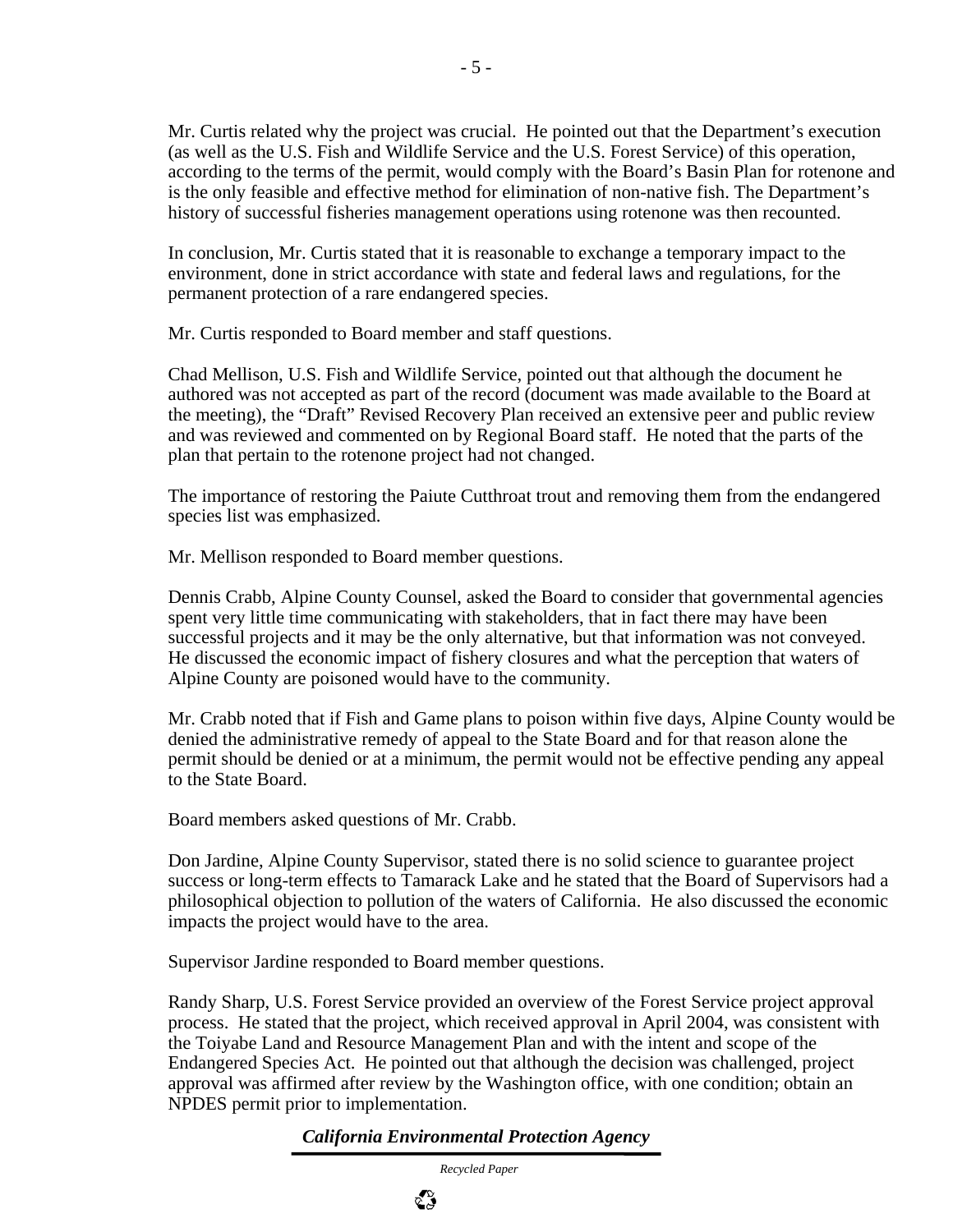Mr. Curtis related why the project was crucial. He pointed out that the Department's execution (as well as the U.S. Fish and Wildlife Service and the U.S. Forest Service) of this operation, according to the terms of the permit, would comply with the Board's Basin Plan for rotenone and is the only feasible and effective method for elimination of non-native fish. The Department's history of successful fisheries management operations using rotenone was then recounted.

In conclusion, Mr. Curtis stated that it is reasonable to exchange a temporary impact to the environment, done in strict accordance with state and federal laws and regulations, for the permanent protection of a rare endangered species.

Mr. Curtis responded to Board member and staff questions.

Chad Mellison, U.S. Fish and Wildlife Service, pointed out that although the document he authored was not accepted as part of the record (document was made available to the Board at the meeting), the "Draft" Revised Recovery Plan received an extensive peer and public review and was reviewed and commented on by Regional Board staff. He noted that the parts of the plan that pertain to the rotenone project had not changed.

The importance of restoring the Paiute Cutthroat trout and removing them from the endangered species list was emphasized.

Mr. Mellison responded to Board member questions.

Dennis Crabb, Alpine County Counsel, asked the Board to consider that governmental agencies spent very little time communicating with stakeholders, that in fact there may have been successful projects and it may be the only alternative, but that information was not conveyed. He discussed the economic impact of fishery closures and what the perception that waters of Alpine County are poisoned would have to the community.

Mr. Crabb noted that if Fish and Game plans to poison within five days, Alpine County would be denied the administrative remedy of appeal to the State Board and for that reason alone the permit should be denied or at a minimum, the permit would not be effective pending any appeal to the State Board.

Board members asked questions of Mr. Crabb.

Don Jardine, Alpine County Supervisor, stated there is no solid science to guarantee project success or long-term effects to Tamarack Lake and he stated that the Board of Supervisors had a philosophical objection to pollution of the waters of California. He also discussed the economic impacts the project would have to the area.

Supervisor Jardine responded to Board member questions.

Randy Sharp, U.S. Forest Service provided an overview of the Forest Service project approval process. He stated that the project, which received approval in April 2004, was consistent with the Toiyabe Land and Resource Management Plan and with the intent and scope of the Endangered Species Act. He pointed out that although the decision was challenged, project approval was affirmed after review by the Washington office, with one condition; obtain an NPDES permit prior to implementation.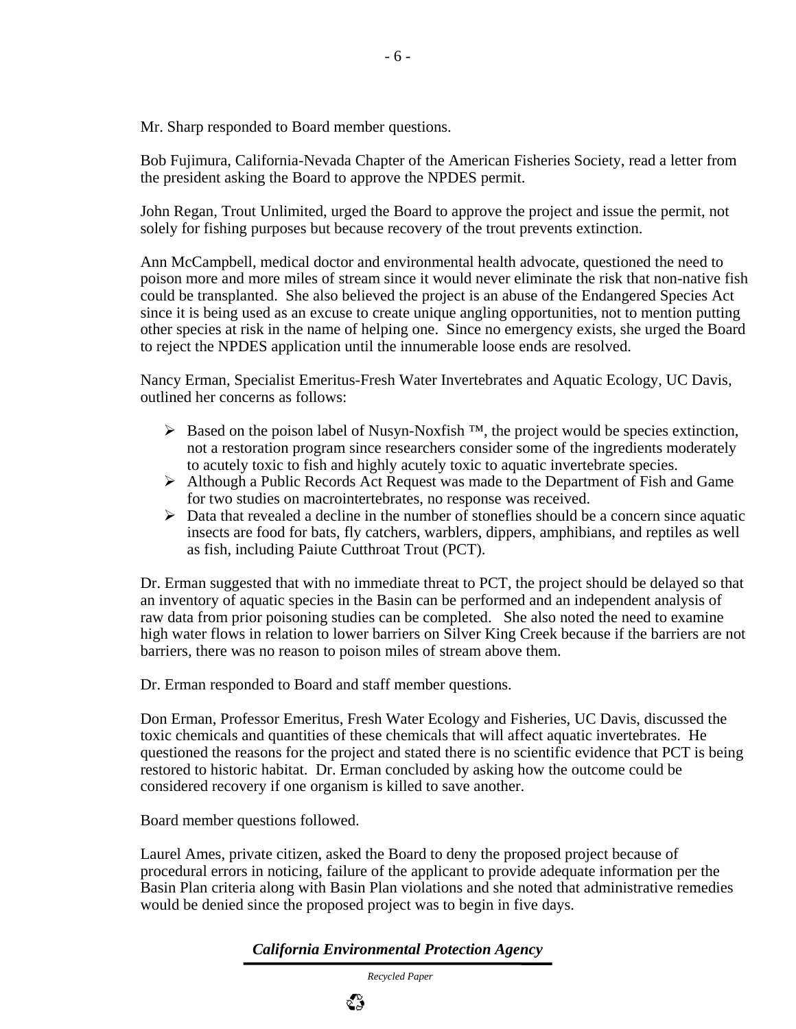Mr. Sharp responded to Board member questions.

Bob Fujimura, California-Nevada Chapter of the American Fisheries Society, read a letter from the president asking the Board to approve the NPDES permit.

John Regan, Trout Unlimited, urged the Board to approve the project and issue the permit, not solely for fishing purposes but because recovery of the trout prevents extinction.

Ann McCampbell, medical doctor and environmental health advocate, questioned the need to poison more and more miles of stream since it would never eliminate the risk that non-native fish could be transplanted. She also believed the project is an abuse of the Endangered Species Act since it is being used as an excuse to create unique angling opportunities, not to mention putting other species at risk in the name of helping one. Since no emergency exists, she urged the Board to reject the NPDES application until the innumerable loose ends are resolved.

Nancy Erman, Specialist Emeritus-Fresh Water Invertebrates and Aquatic Ecology, UC Davis, outlined her concerns as follows:

- Based on the poison label of Nusyn-Noxfish ™, the project would be species extinction, not a restoration program since researchers consider some of the ingredients moderately to acutely toxic to fish and highly acutely toxic to aquatic invertebrate species.
- Although a Public Records Act Request was made to the Department of Fish and Game for two studies on macrointertebrates, no response was received.
- Data that revealed a decline in the number of stoneflies should be a concern since aquatic insects are food for bats, fly catchers, warblers, dippers, amphibians, and reptiles as well as fish, including Paiute Cutthroat Trout (PCT).

Dr. Erman suggested that with no immediate threat to PCT, the project should be delayed so that an inventory of aquatic species in the Basin can be performed and an independent analysis of raw data from prior poisoning studies can be completed. She also noted the need to examine high water flows in relation to lower barriers on Silver King Creek because if the barriers are not barriers, there was no reason to poison miles of stream above them.

Dr. Erman responded to Board and staff member questions.

Don Erman, Professor Emeritus, Fresh Water Ecology and Fisheries, UC Davis, discussed the toxic chemicals and quantities of these chemicals that will affect aquatic invertebrates. He questioned the reasons for the project and stated there is no scientific evidence that PCT is being restored to historic habitat. Dr. Erman concluded by asking how the outcome could be considered recovery if one organism is killed to save another.

Board member questions followed.

Laurel Ames, private citizen, asked the Board to deny the proposed project because of procedural errors in noticing, failure of the applicant to provide adequate information per the Basin Plan criteria along with Basin Plan violations and she noted that administrative remedies would be denied since the proposed project was to begin in five days.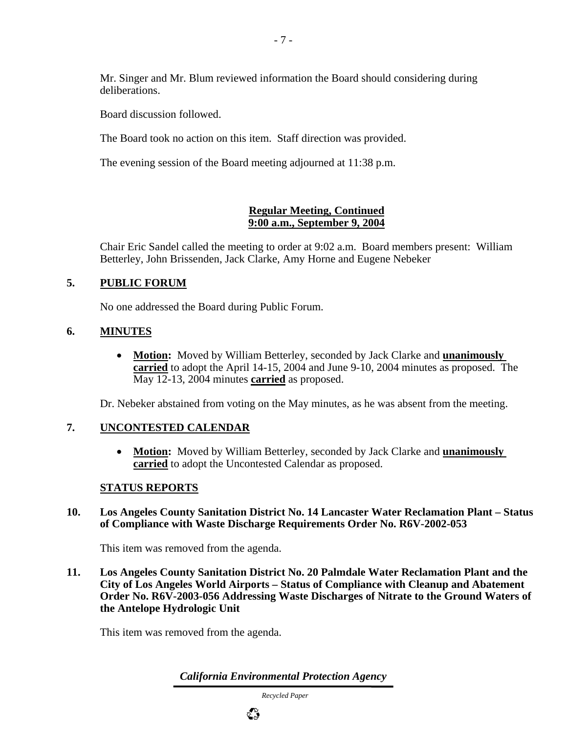Mr. Singer and Mr. Blum reviewed information the Board should considering during deliberations.

Board discussion followed.

The Board took no action on this item. Staff direction was provided.

The evening session of the Board meeting adjourned at 11:38 p.m.

**Regular Meeting, Continued**
**9:00 a.m., September 9, 2004**

Chair Eric Sandel called the meeting to order at 9:02 a.m. Board members present: William Betterley, John Brissenden, Jack Clarke, Amy Horne and Eugene Nebeker

## 5. PUBLIC FORUM

No one addressed the Board during Public Forum.

## 6. MINUTES

- **Motion:** Moved by William Betterley, seconded by Jack Clarke and **unanimously carried** to adopt the April 14-15, 2004 and June 9-10, 2004 minutes as proposed. The May 12-13, 2004 minutes **carried** as proposed.

Dr. Nebeker abstained from voting on the May minutes, as he was absent from the meeting.

## 7. UNCONTESTED CALENDAR

- **Motion:** Moved by William Betterley, seconded by Jack Clarke and **unanimously carried** to adopt the Uncontested Calendar as proposed.

## STATUS REPORTS

### 10. Los Angeles County Sanitation District No. 14 Lancaster Water Reclamation Plant – Status of Compliance with Waste Discharge Requirements Order No. R6V-2002-053

This item was removed from the agenda.

### 11. Los Angeles County Sanitation District No. 20 Palmdale Water Reclamation Plant and the City of Los Angeles World Airports – Status of Compliance with Cleanup and Abatement Order No. R6V-2003-056 Addressing Waste Discharges of Nitrate to the Ground Waters of the Antelope Hydrologic Unit

This item was removed from the agenda.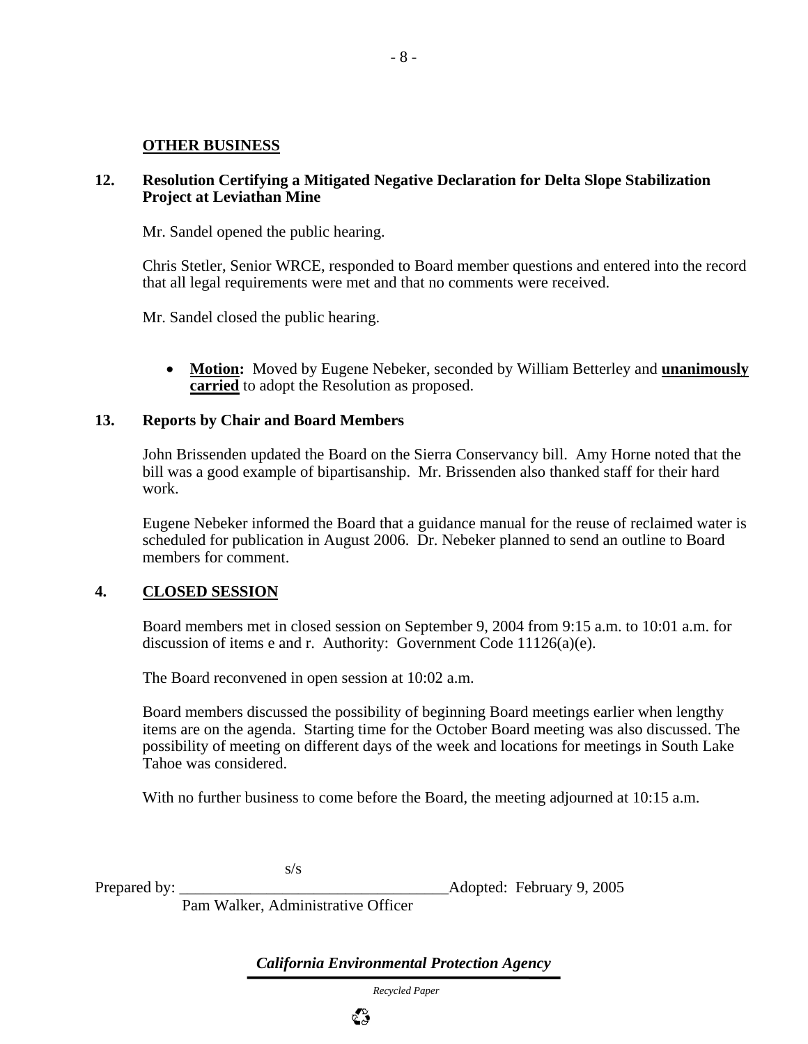**OTHER BUSINESS**

**12. Resolution Certifying a Mitigated Negative Declaration for Delta Slope Stabilization Project at Leviathan Mine**

Mr. Sandel opened the public hearing.

Chris Stetler, Senior WRCE, responded to Board member questions and entered into the record that all legal requirements were met and that no comments were received.

Mr. Sandel closed the public hearing.

- **Motion:** Moved by Eugene Nebeker, seconded by William Betterley and **unanimously carried** to adopt the Resolution as proposed.

**13. Reports by Chair and Board Members**

John Brissenden updated the Board on the Sierra Conservancy bill. Amy Horne noted that the bill was a good example of bipartisanship. Mr. Brissenden also thanked staff for their hard work.

Eugene Nebeker informed the Board that a guidance manual for the reuse of reclaimed water is scheduled for publication in August 2006. Dr. Nebeker planned to send an outline to Board members for comment.

**4. CLOSED SESSION**

Board members met in closed session on September 9, 2004 from 9:15 a.m. to 10:01 a.m. for discussion of items e and r. Authority: Government Code 11126(a)(e).

The Board reconvened in open session at 10:02 a.m.

Board members discussed the possibility of beginning Board meetings earlier when lengthy items are on the agenda. Starting time for the October Board meeting was also discussed. The possibility of meeting on different days of the week and locations for meetings in South Lake Tahoe was considered.

With no further business to come before the Board, the meeting adjourned at 10:15 a.m.

s/s

Prepared by: ___________________________________ Adopted: February 9, 2005

Pam Walker, Administrative Officer